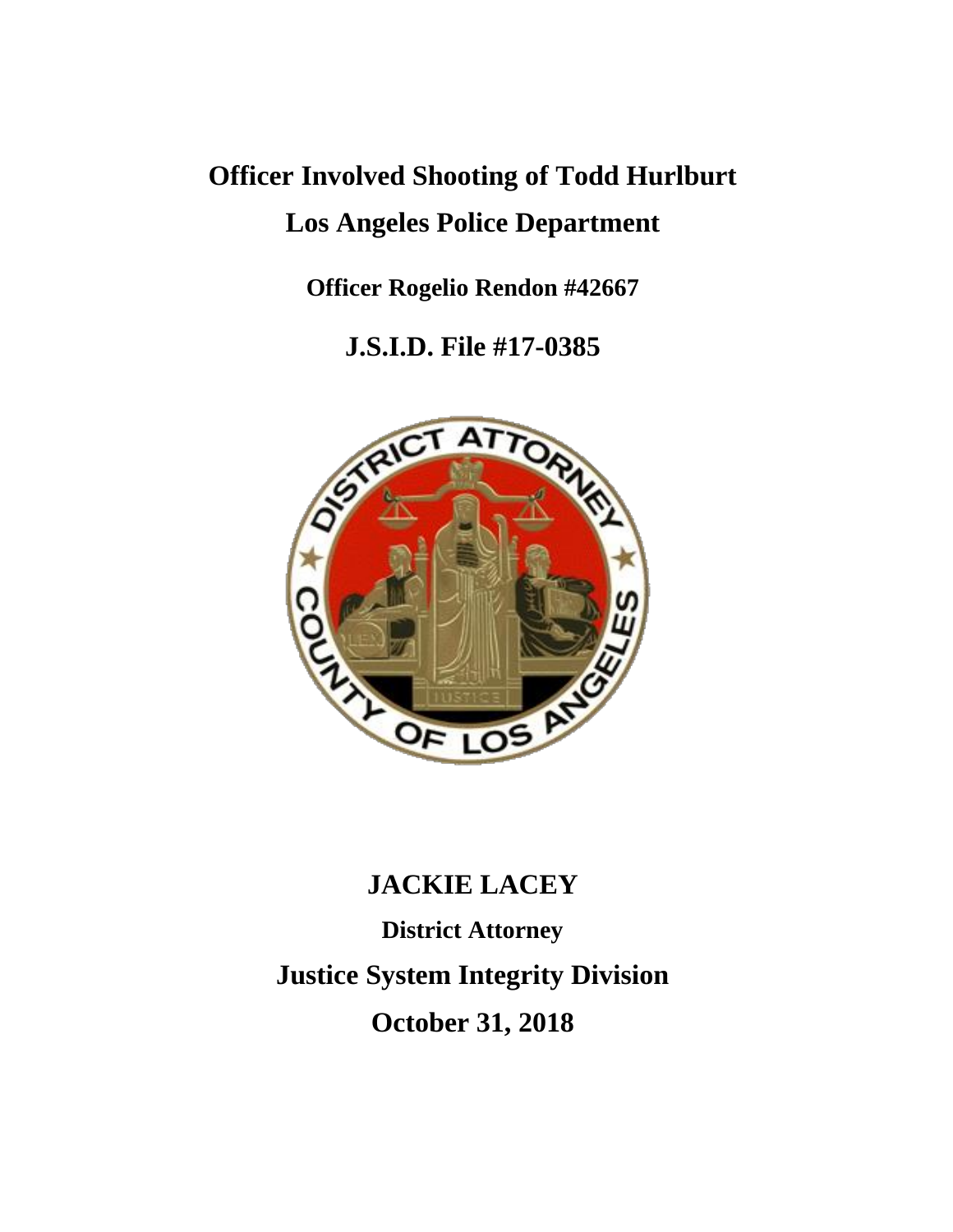# Officer Involved Shooting of Todd Hurlburt

# Los Angeles Police Department

**Officer Rogelio Rendon #42667**

**J.S.I.D. File #17-0385**

**JACKIE LACEY**

**District Attorney**

**Justice System Integrity Division**

**October 31, 2018**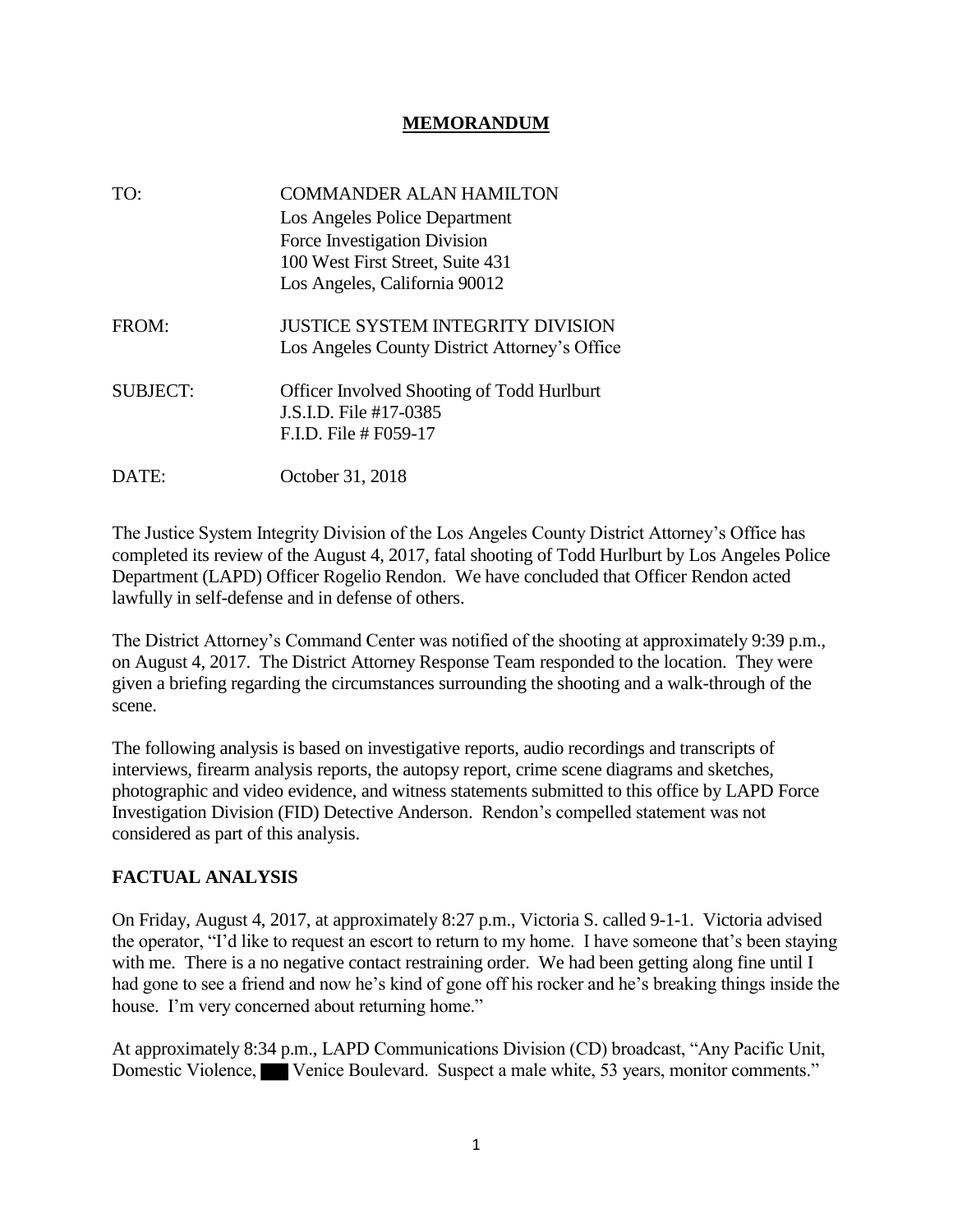# MEMORANDUM

TO: COMMANDER ALAN HAMILTON
Los Angeles Police Department
Force Investigation Division
100 West First Street, Suite 431
Los Angeles, California 90012

FROM: JUSTICE SYSTEM INTEGRITY DIVISION
Los Angeles County District Attorney's Office

SUBJECT: Officer Involved Shooting of Todd Hurlburt
J.S.I.D. File #17-0385
F.I.D. File # F059-17

DATE: October 31, 2018

The Justice System Integrity Division of the Los Angeles County District Attorney's Office has completed its review of the August 4, 2017, fatal shooting of Todd Hurlburt by Los Angeles Police Department (LAPD) Officer Rogelio Rendon. We have concluded that Officer Rendon acted lawfully in self-defense and in defense of others.

The District Attorney's Command Center was notified of the shooting at approximately 9:39 p.m., on August 4, 2017. The District Attorney Response Team responded to the location. They were given a briefing regarding the circumstances surrounding the shooting and a walk-through of the scene.

The following analysis is based on investigative reports, audio recordings and transcripts of interviews, firearm analysis reports, the autopsy report, crime scene diagrams and sketches, photographic and video evidence, and witness statements submitted to this office by LAPD Force Investigation Division (FID) Detective Anderson. Rendon's compelled statement was not considered as part of this analysis.

## FACTUAL ANALYSIS

On Friday, August 4, 2017, at approximately 8:27 p.m., Victoria S. called 9-1-1. Victoria advised the operator, "I'd like to request an escort to return to my home. I have someone that's been staying with me. There is a no negative contact restraining order. We had been getting along fine until I had gone to see a friend and now he's kind of gone off his rocker and he's breaking things inside the house. I'm very concerned about returning home."

At approximately 8:34 p.m., LAPD Communications Division (CD) broadcast, "Any Pacific Unit, Domestic Violence, ███ Venice Boulevard. Suspect a male white, 53 years, monitor comments."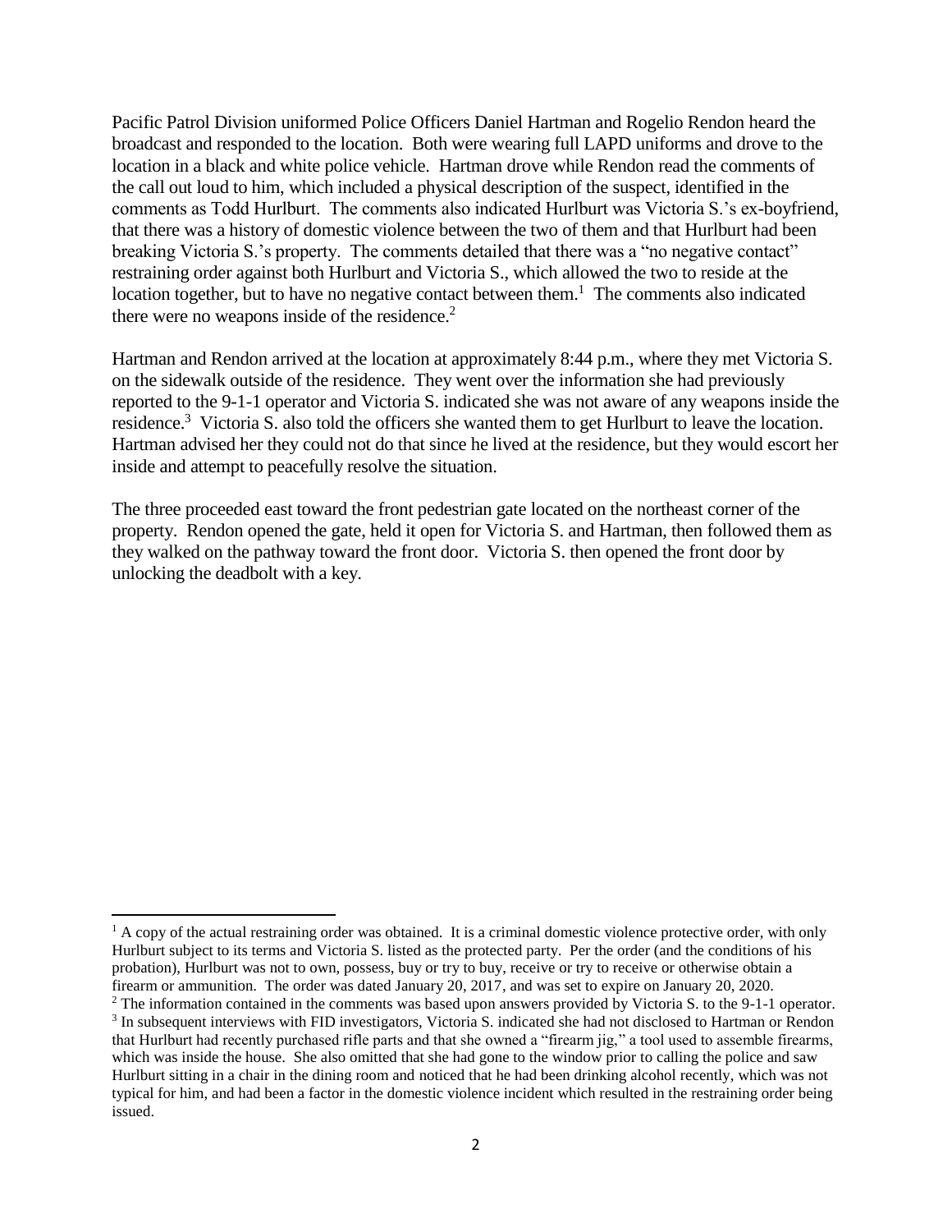Pacific Patrol Division uniformed Police Officers Daniel Hartman and Rogelio Rendon heard the broadcast and responded to the location. Both were wearing full LAPD uniforms and drove to the location in a black and white police vehicle. Hartman drove while Rendon read the comments of the call out loud to him, which included a physical description of the suspect, identified in the comments as Todd Hurlburt. The comments also indicated Hurlburt was Victoria S.'s ex-boyfriend, that there was a history of domestic violence between the two of them and that Hurlburt had been breaking Victoria S.'s property. The comments detailed that there was a "no negative contact" restraining order against both Hurlburt and Victoria S., which allowed the two to reside at the location together, but to have no negative contact between them.[1] The comments also indicated there were no weapons inside of the residence.[2]

Hartman and Rendon arrived at the location at approximately 8:44 p.m., where they met Victoria S. on the sidewalk outside of the residence. They went over the information she had previously reported to the 9-1-1 operator and Victoria S. indicated she was not aware of any weapons inside the residence.[3] Victoria S. also told the officers she wanted them to get Hurlburt to leave the location. Hartman advised her they could not do that since he lived at the residence, but they would escort her inside and attempt to peacefully resolve the situation.

The three proceeded east toward the front pedestrian gate located on the northeast corner of the property. Rendon opened the gate, held it open for Victoria S. and Hartman, then followed them as they walked on the pathway toward the front door. Victoria S. then opened the front door by unlocking the deadbolt with a key.

---

[1] A copy of the actual restraining order was obtained. It is a criminal domestic violence protective order, with only Hurlburt subject to its terms and Victoria S. listed as the protected party. Per the order (and the conditions of his probation), Hurlburt was not to own, possess, buy or try to buy, receive or try to receive or otherwise obtain a firearm or ammunition. The order was dated January 20, 2017, and was set to expire on January 20, 2020.

[2] The information contained in the comments was based upon answers provided by Victoria S. to the 9-1-1 operator.

[3] In subsequent interviews with FID investigators, Victoria S. indicated she had not disclosed to Hartman or Rendon that Hurlburt had recently purchased rifle parts and that she owned a "firearm jig," a tool used to assemble firearms, which was inside the house. She also omitted that she had gone to the window prior to calling the police and saw Hurlburt sitting in a chair in the dining room and noticed that he had been drinking alcohol recently, which was not typical for him, and had been a factor in the domestic violence incident which resulted in the restraining order being issued.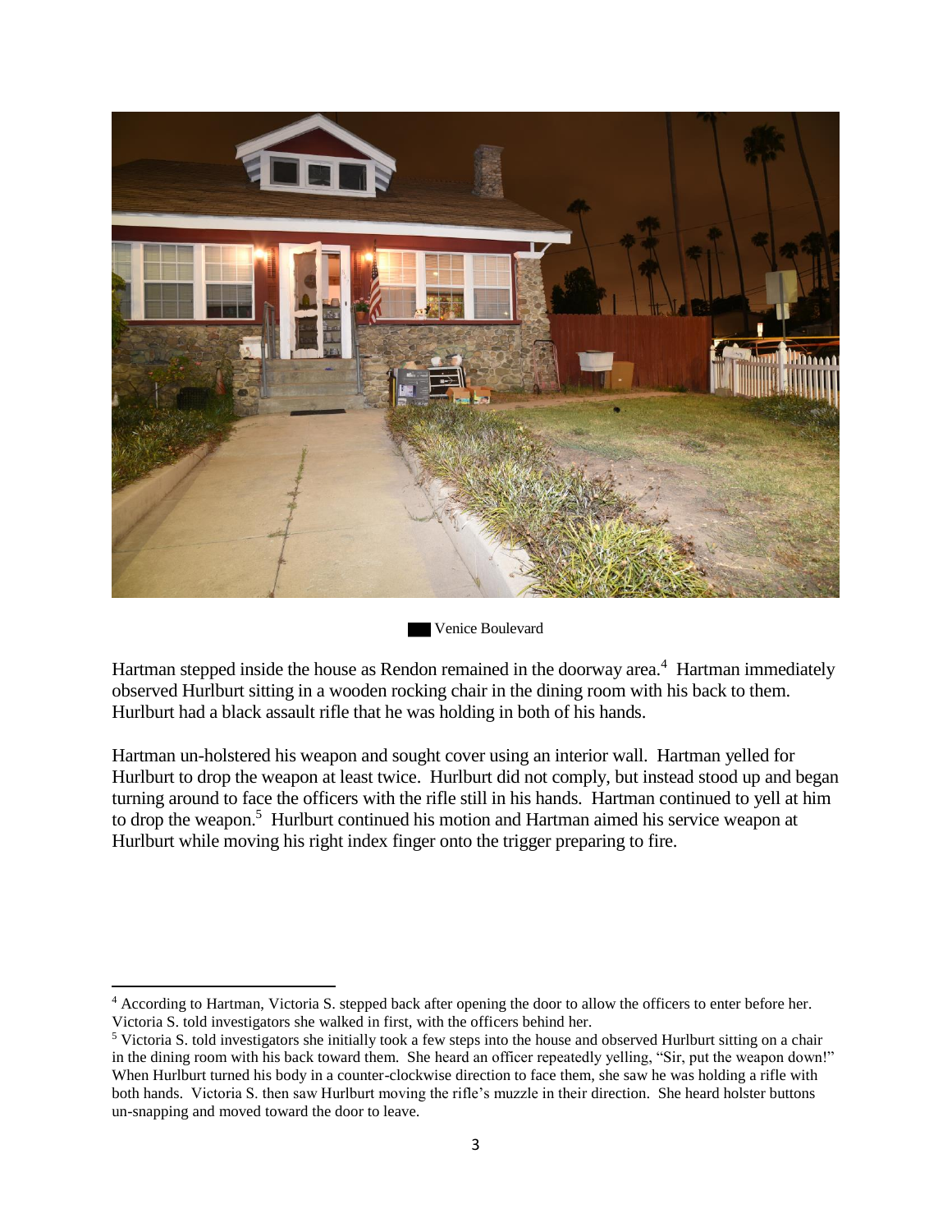█ Venice Boulevard

Hartman stepped inside the house as Rendon remained in the doorway area.[4] Hartman immediately observed Hurlburt sitting in a wooden rocking chair in the dining room with his back to them. Hurlburt had a black assault rifle that he was holding in both of his hands.

Hartman un-holstered his weapon and sought cover using an interior wall. Hartman yelled for Hurlburt to drop the weapon at least twice. Hurlburt did not comply, but instead stood up and began turning around to face the officers with the rifle still in his hands. Hartman continued to yell at him to drop the weapon.[5] Hurlburt continued his motion and Hartman aimed his service weapon at Hurlburt while moving his right index finger onto the trigger preparing to fire.

---

[4] According to Hartman, Victoria S. stepped back after opening the door to allow the officers to enter before her. Victoria S. told investigators she walked in first, with the officers behind her.

[5] Victoria S. told investigators she initially took a few steps into the house and observed Hurlburt sitting on a chair in the dining room with his back toward them. She heard an officer repeatedly yelling, "Sir, put the weapon down!" When Hurlburt turned his body in a counter-clockwise direction to face them, she saw he was holding a rifle with both hands. Victoria S. then saw Hurlburt moving the rifle's muzzle in their direction. She heard holster buttons un-snapping and moved toward the door to leave.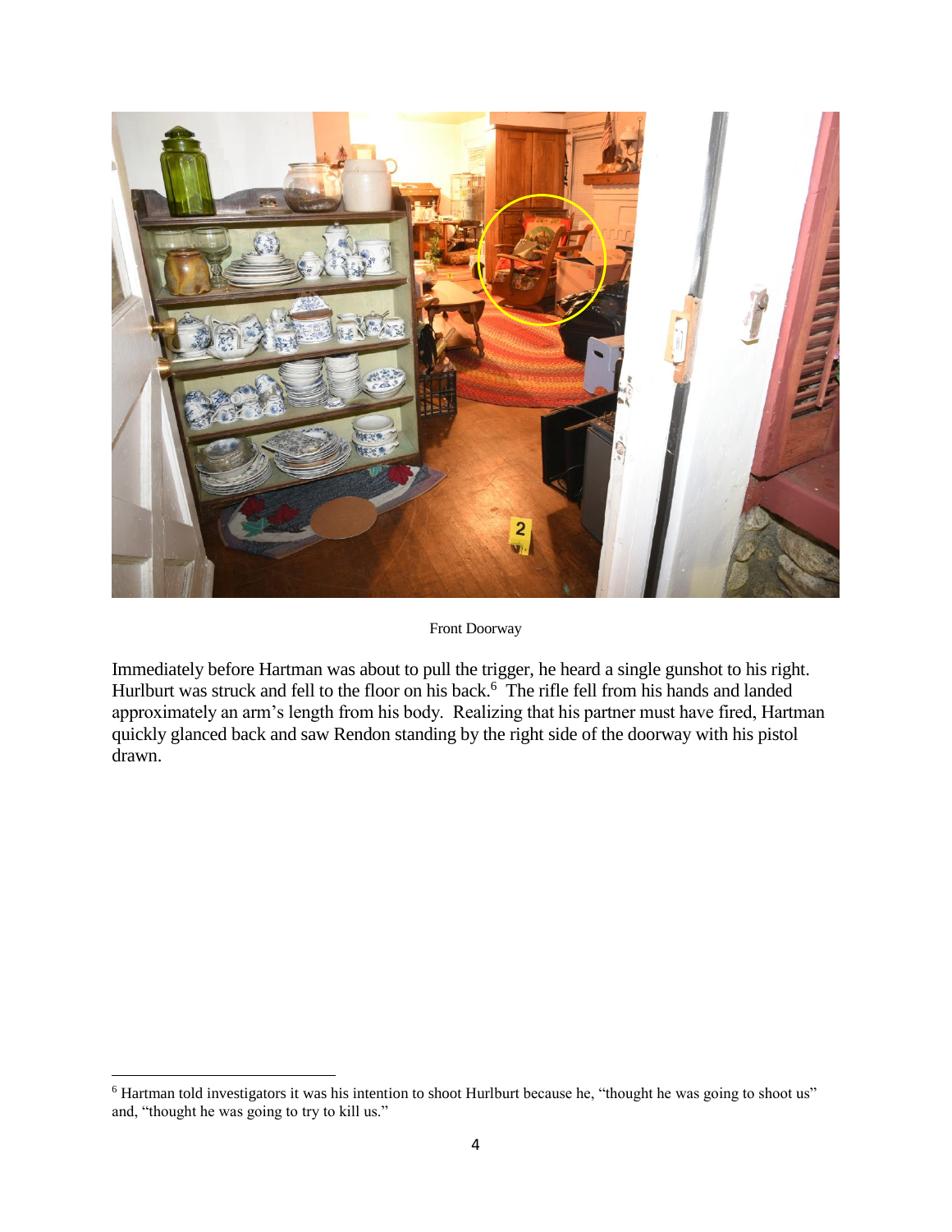Front Doorway

Immediately before Hartman was about to pull the trigger, he heard a single gunshot to his right. Hurlburt was struck and fell to the floor on his back.[6] The rifle fell from his hands and landed approximately an arm's length from his body. Realizing that his partner must have fired, Hartman quickly glanced back and saw Rendon standing by the right side of the doorway with his pistol drawn.

[6] Hartman told investigators it was his intention to shoot Hurlburt because he, "thought he was going to shoot us" and, "thought he was going to try to kill us."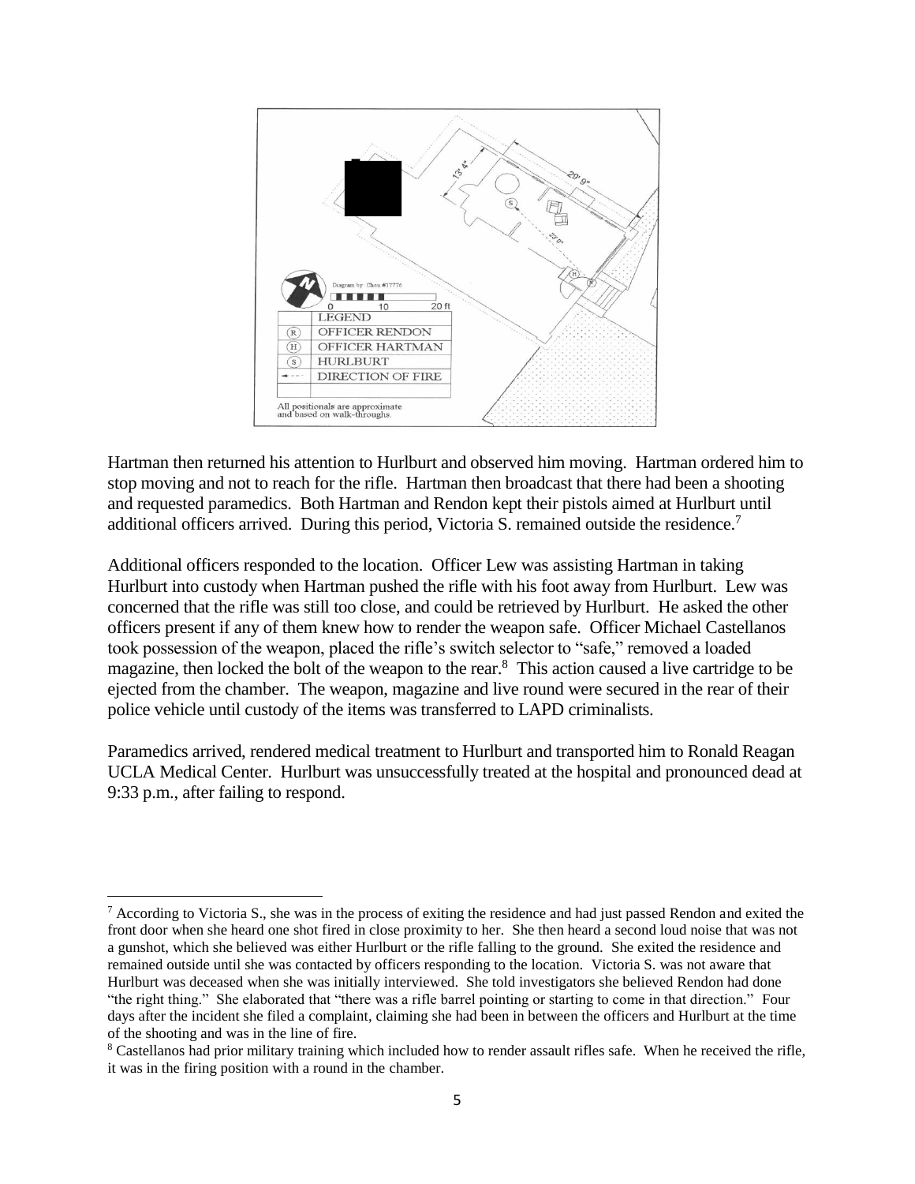Diagram by: Chou #37776

| LEGEND | |
|---|---|
| (R) | OFFICER RENDON |
| (H) | OFFICER HARTMAN |
| (S) | HURLBURT |
| ←--- | DIRECTION OF FIRE |

All positionals are approximate and based on walk-throughs.

Hartman then returned his attention to Hurlburt and observed him moving. Hartman ordered him to stop moving and not to reach for the rifle. Hartman then broadcast that there had been a shooting and requested paramedics. Both Hartman and Rendon kept their pistols aimed at Hurlburt until additional officers arrived. During this period, Victoria S. remained outside the residence.[7]

Additional officers responded to the location. Officer Lew was assisting Hartman in taking Hurlburt into custody when Hartman pushed the rifle with his foot away from Hurlburt. Lew was concerned that the rifle was still too close, and could be retrieved by Hurlburt. He asked the other officers present if any of them knew how to render the weapon safe. Officer Michael Castellanos took possession of the weapon, placed the rifle's switch selector to "safe," removed a loaded magazine, then locked the bolt of the weapon to the rear.[8] This action caused a live cartridge to be ejected from the chamber. The weapon, magazine and live round were secured in the rear of their police vehicle until custody of the items was transferred to LAPD criminalists.

Paramedics arrived, rendered medical treatment to Hurlburt and transported him to Ronald Reagan UCLA Medical Center. Hurlburt was unsuccessfully treated at the hospital and pronounced dead at 9:33 p.m., after failing to respond.

---

[7] According to Victoria S., she was in the process of exiting the residence and had just passed Rendon and exited the front door when she heard one shot fired in close proximity to her. She then heard a second loud noise that was not a gunshot, which she believed was either Hurlburt or the rifle falling to the ground. She exited the residence and remained outside until she was contacted by officers responding to the location. Victoria S. was not aware that Hurlburt was deceased when she was initially interviewed. She told investigators she believed Rendon had done "the right thing." She elaborated that "there was a rifle barrel pointing or starting to come in that direction." Four days after the incident she filed a complaint, claiming she had been in between the officers and Hurlburt at the time of the shooting and was in the line of fire.

[8] Castellanos had prior military training which included how to render assault rifles safe. When he received the rifle, it was in the firing position with a round in the chamber.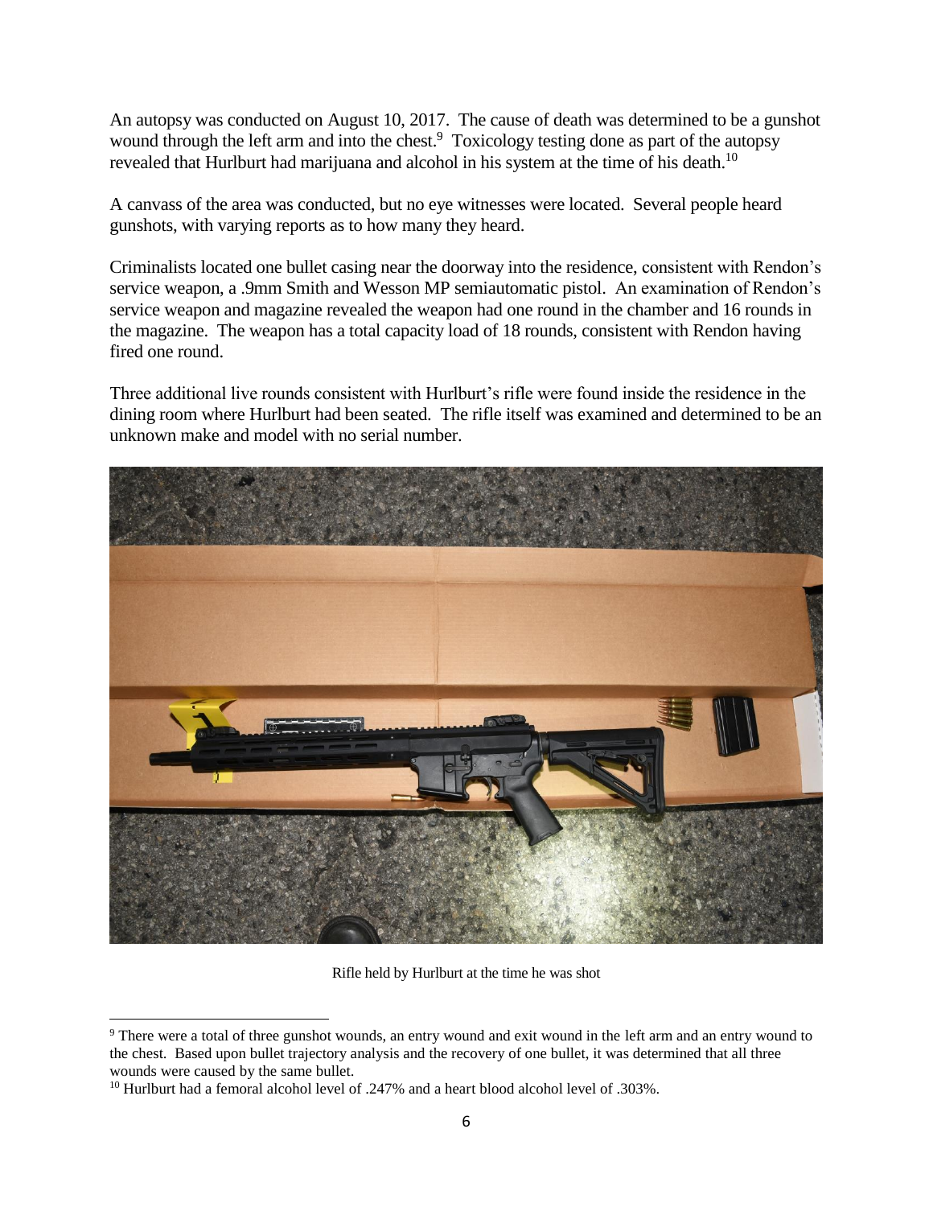An autopsy was conducted on August 10, 2017. The cause of death was determined to be a gunshot wound through the left arm and into the chest.[9] Toxicology testing done as part of the autopsy revealed that Hurlburt had marijuana and alcohol in his system at the time of his death.[10]

A canvass of the area was conducted, but no eye witnesses were located. Several people heard gunshots, with varying reports as to how many they heard.

Criminalists located one bullet casing near the doorway into the residence, consistent with Rendon's service weapon, a .9mm Smith and Wesson MP semiautomatic pistol. An examination of Rendon's service weapon and magazine revealed the weapon had one round in the chamber and 16 rounds in the magazine. The weapon has a total capacity load of 18 rounds, consistent with Rendon having fired one round.

Three additional live rounds consistent with Hurlburt's rifle were found inside the residence in the dining room where Hurlburt had been seated. The rifle itself was examined and determined to be an unknown make and model with no serial number.

Rifle held by Hurlburt at the time he was shot

---

[9] There were a total of three gunshot wounds, an entry wound and exit wound in the left arm and an entry wound to the chest. Based upon bullet trajectory analysis and the recovery of one bullet, it was determined that all three wounds were caused by the same bullet.

[10] Hurlburt had a femoral alcohol level of .247% and a heart blood alcohol level of .303%.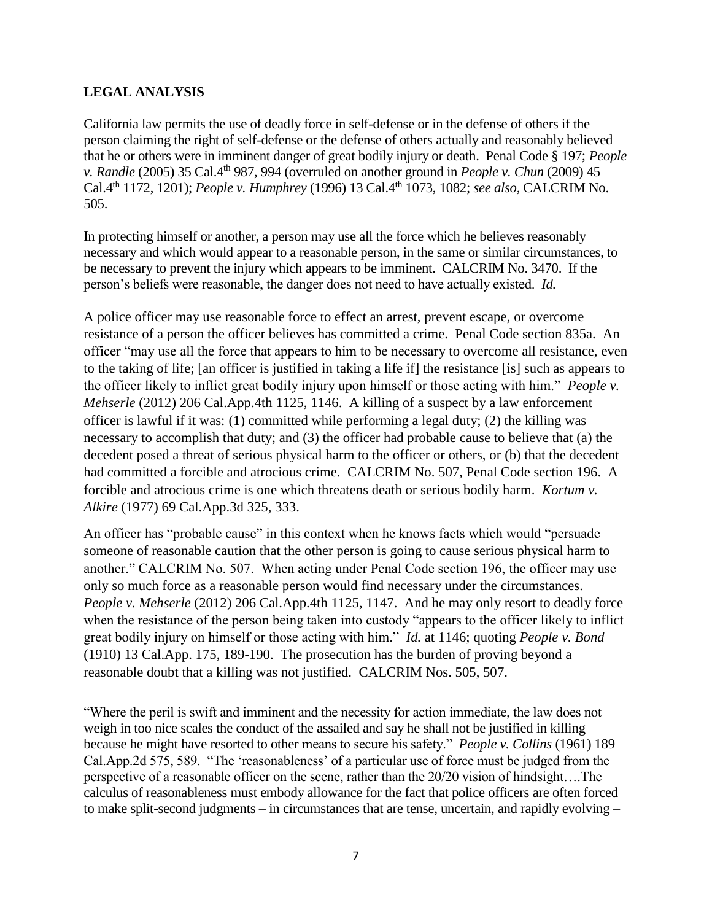## LEGAL ANALYSIS

California law permits the use of deadly force in self-defense or in the defense of others if the person claiming the right of self-defense or the defense of others actually and reasonably believed that he or others were in imminent danger of great bodily injury or death. Penal Code § 197; *People v. Randle* (2005) 35 Cal.4th 987, 994 (overruled on another ground in *People v. Chun* (2009) 45 Cal.4th 1172, 1201); *People v. Humphrey* (1996) 13 Cal.4th 1073, 1082; *see also,* CALCRIM No. 505.

In protecting himself or another, a person may use all the force which he believes reasonably necessary and which would appear to a reasonable person, in the same or similar circumstances, to be necessary to prevent the injury which appears to be imminent. CALCRIM No. 3470. If the person's beliefs were reasonable, the danger does not need to have actually existed. *Id.*

A police officer may use reasonable force to effect an arrest, prevent escape, or overcome resistance of a person the officer believes has committed a crime. Penal Code section 835a. An officer "may use all the force that appears to him to be necessary to overcome all resistance, even to the taking of life; [an officer is justified in taking a life if] the resistance [is] such as appears to the officer likely to inflict great bodily injury upon himself or those acting with him." *People v. Mehserle* (2012) 206 Cal.App.4th 1125, 1146. A killing of a suspect by a law enforcement officer is lawful if it was: (1) committed while performing a legal duty; (2) the killing was necessary to accomplish that duty; and (3) the officer had probable cause to believe that (a) the decedent posed a threat of serious physical harm to the officer or others, or (b) that the decedent had committed a forcible and atrocious crime. CALCRIM No. 507, Penal Code section 196. A forcible and atrocious crime is one which threatens death or serious bodily harm. *Kortum v. Alkire* (1977) 69 Cal.App.3d 325, 333.

An officer has "probable cause" in this context when he knows facts which would "persuade someone of reasonable caution that the other person is going to cause serious physical harm to another." CALCRIM No. 507. When acting under Penal Code section 196, the officer may use only so much force as a reasonable person would find necessary under the circumstances. *People v. Mehserle* (2012) 206 Cal.App.4th 1125, 1147. And he may only resort to deadly force when the resistance of the person being taken into custody "appears to the officer likely to inflict great bodily injury on himself or those acting with him." *Id.* at 1146; quoting *People v. Bond* (1910) 13 Cal.App. 175, 189-190. The prosecution has the burden of proving beyond a reasonable doubt that a killing was not justified. CALCRIM Nos. 505, 507.

"Where the peril is swift and imminent and the necessity for action immediate, the law does not weigh in too nice scales the conduct of the assailed and say he shall not be justified in killing because he might have resorted to other means to secure his safety." *People v. Collins* (1961) 189 Cal.App.2d 575, 589. "The 'reasonableness' of a particular use of force must be judged from the perspective of a reasonable officer on the scene, rather than the 20/20 vision of hindsight….The calculus of reasonableness must embody allowance for the fact that police officers are often forced to make split-second judgments – in circumstances that are tense, uncertain, and rapidly evolving –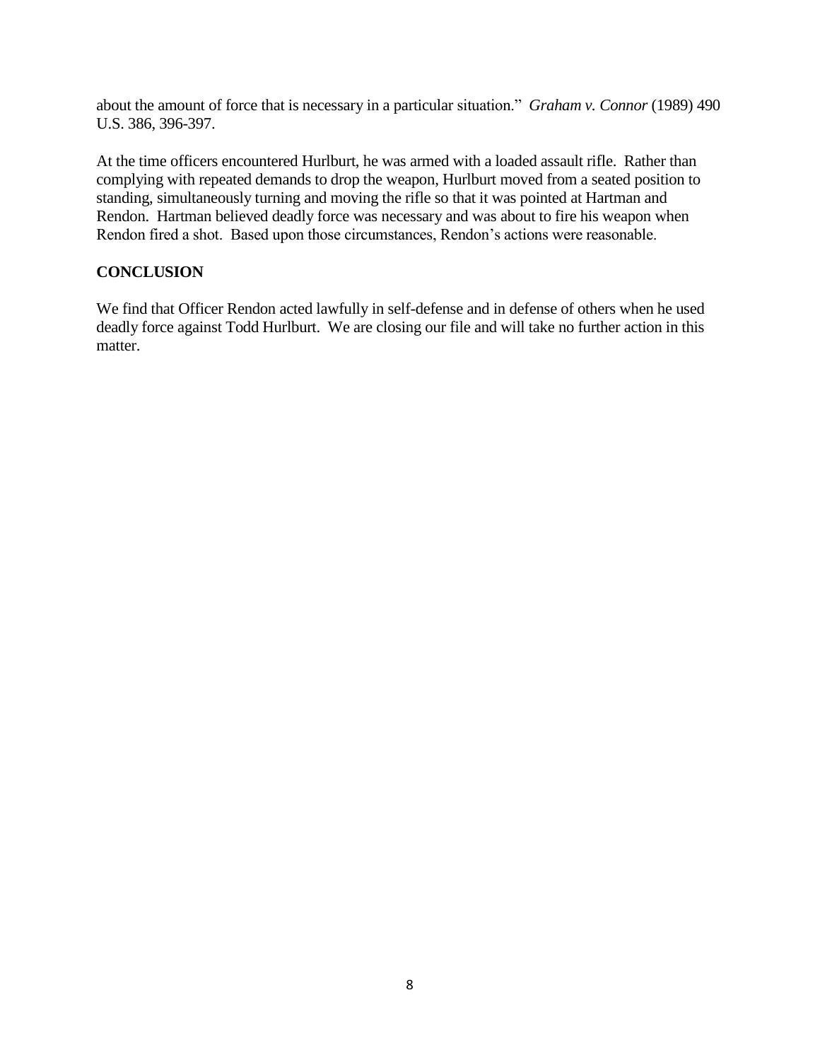about the amount of force that is necessary in a particular situation." *Graham v. Connor* (1989) 490 U.S. 386, 396-397.

At the time officers encountered Hurlburt, he was armed with a loaded assault rifle. Rather than complying with repeated demands to drop the weapon, Hurlburt moved from a seated position to standing, simultaneously turning and moving the rifle so that it was pointed at Hartman and Rendon. Hartman believed deadly force was necessary and was about to fire his weapon when Rendon fired a shot. Based upon those circumstances, Rendon's actions were reasonable.

## CONCLUSION

We find that Officer Rendon acted lawfully in self-defense and in defense of others when he used deadly force against Todd Hurlburt. We are closing our file and will take no further action in this matter.